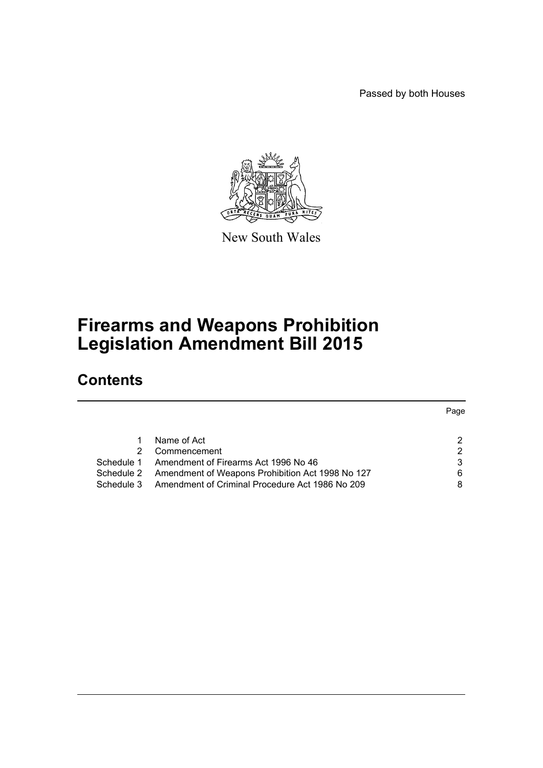Passed by both Houses

New South Wales

# Firearms and Weapons Prohibition Legislation Amendment Bill 2015

## Contents

| | | Page |
|---|---|---|
| 1 | Name of Act | 2 |
| 2 | Commencement | 2 |
| Schedule 1 | Amendment of Firearms Act 1996 No 46 | 3 |
| Schedule 2 | Amendment of Weapons Prohibition Act 1998 No 127 | 6 |
| Schedule 3 | Amendment of Criminal Procedure Act 1986 No 209 | 8 |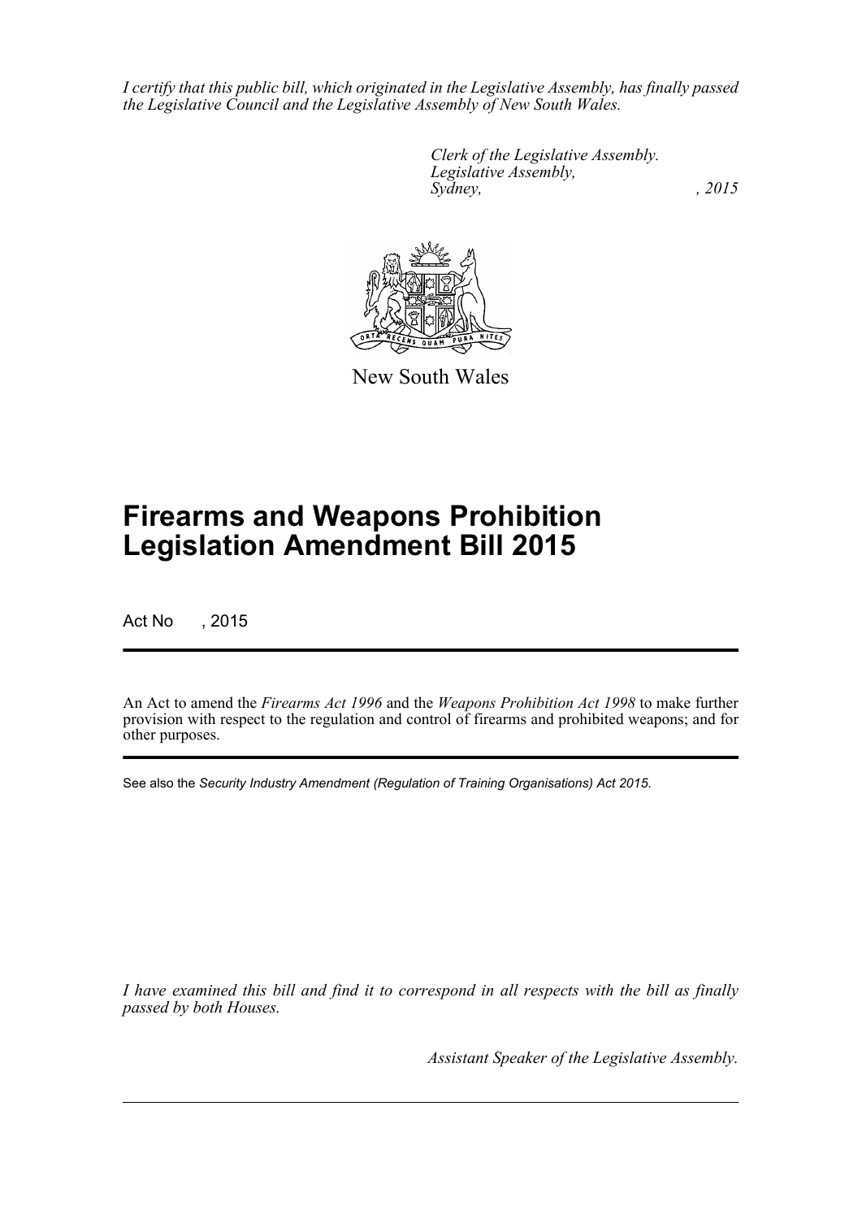*I certify that this public bill, which originated in the Legislative Assembly, has finally passed the Legislative Council and the Legislative Assembly of New South Wales.*

*Clerk of the Legislative Assembly.*
*Legislative Assembly,*
*Sydney, , 2015*

New South Wales

# Firearms and Weapons Prohibition Legislation Amendment Bill 2015

Act No , 2015

An Act to amend the *Firearms Act 1996* and the *Weapons Prohibition Act 1998* to make further provision with respect to the regulation and control of firearms and prohibited weapons; and for other purposes.

See also the *Security Industry Amendment (Regulation of Training Organisations) Act 2015*.

*I have examined this bill and find it to correspond in all respects with the bill as finally passed by both Houses.*

*Assistant Speaker of the Legislative Assembly.*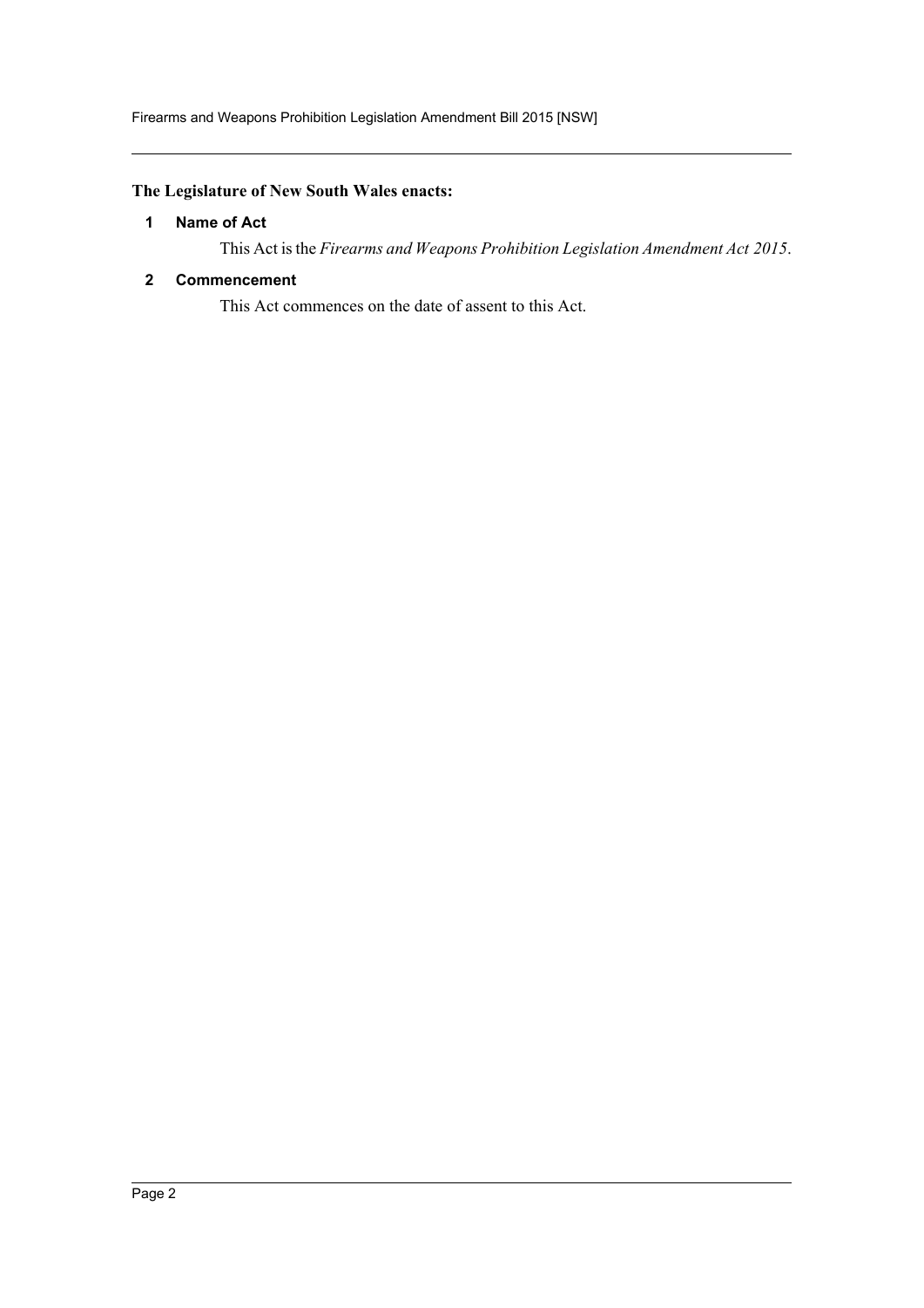**The Legislature of New South Wales enacts:**

### 1 Name of Act

This Act is the *Firearms and Weapons Prohibition Legislation Amendment Act 2015*.

### 2 Commencement

This Act commences on the date of assent to this Act.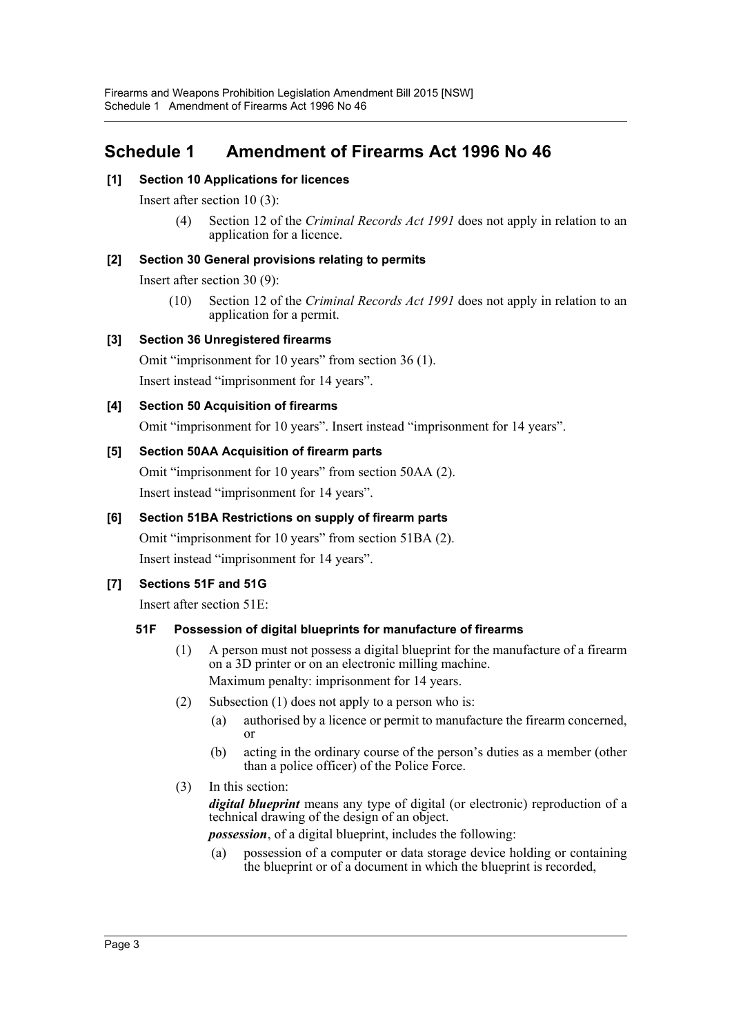## Schedule 1 Amendment of Firearms Act 1996 No 46

### [1] Section 10 Applications for licences

Insert after section 10 (3):

> (4) Section 12 of the *Criminal Records Act 1991* does not apply in relation to an application for a licence.

### [2] Section 30 General provisions relating to permits

Insert after section 30 (9):

> (10) Section 12 of the *Criminal Records Act 1991* does not apply in relation to an application for a permit.

### [3] Section 36 Unregistered firearms

Omit "imprisonment for 10 years" from section 36 (1).

Insert instead "imprisonment for 14 years".

### [4] Section 50 Acquisition of firearms

Omit "imprisonment for 10 years". Insert instead "imprisonment for 14 years".

### [5] Section 50AA Acquisition of firearm parts

Omit "imprisonment for 10 years" from section 50AA (2).

Insert instead "imprisonment for 14 years".

### [6] Section 51BA Restrictions on supply of firearm parts

Omit "imprisonment for 10 years" from section 51BA (2).

Insert instead "imprisonment for 14 years".

### [7] Sections 51F and 51G

Insert after section 51E:

#### 51F Possession of digital blueprints for manufacture of firearms

(1) A person must not possess a digital blueprint for the manufacture of a firearm on a 3D printer or on an electronic milling machine.

Maximum penalty: imprisonment for 14 years.

(2) Subsection (1) does not apply to a person who is:

(a) authorised by a licence or permit to manufacture the firearm concerned, or

(b) acting in the ordinary course of the person's duties as a member (other than a police officer) of the Police Force.

(3) In this section:

***digital blueprint*** means any type of digital (or electronic) reproduction of a technical drawing of the design of an object.

***possession***, of a digital blueprint, includes the following:

(a) possession of a computer or data storage device holding or containing the blueprint or of a document in which the blueprint is recorded,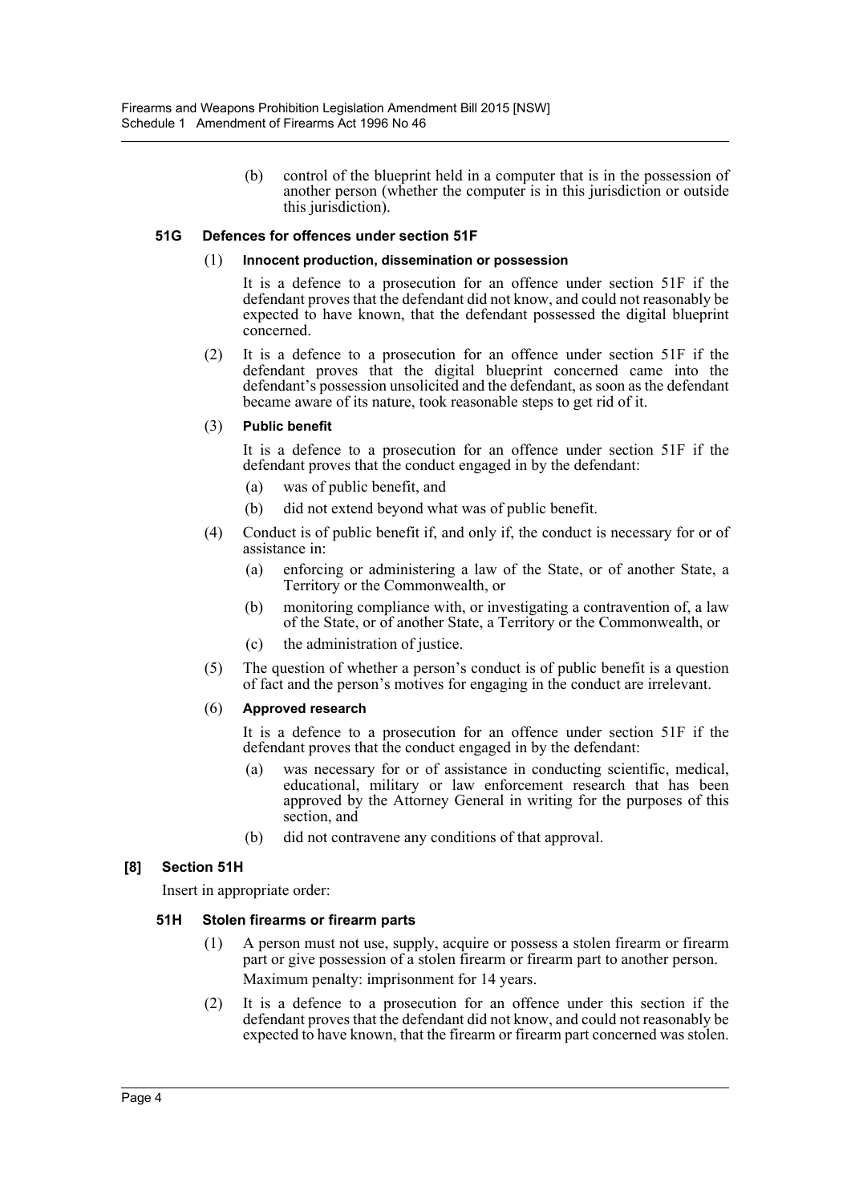(b) control of the blueprint held in a computer that is in the possession of another person (whether the computer is in this jurisdiction or outside this jurisdiction).

### 51G Defences for offences under section 51F

(1) **Innocent production, dissemination or possession**

It is a defence to a prosecution for an offence under section 51F if the defendant proves that the defendant did not know, and could not reasonably be expected to have known, that the defendant possessed the digital blueprint concerned.

(2) It is a defence to a prosecution for an offence under section 51F if the defendant proves that the digital blueprint concerned came into the defendant's possession unsolicited and the defendant, as soon as the defendant became aware of its nature, took reasonable steps to get rid of it.

(3) **Public benefit**

It is a defence to a prosecution for an offence under section 51F if the defendant proves that the conduct engaged in by the defendant:

(a) was of public benefit, and

(b) did not extend beyond what was of public benefit.

(4) Conduct is of public benefit if, and only if, the conduct is necessary for or of assistance in:

(a) enforcing or administering a law of the State, or of another State, a Territory or the Commonwealth, or

(b) monitoring compliance with, or investigating a contravention of, a law of the State, or of another State, a Territory or the Commonwealth, or

(c) the administration of justice.

(5) The question of whether a person's conduct is of public benefit is a question of fact and the person's motives for engaging in the conduct are irrelevant.

(6) **Approved research**

It is a defence to a prosecution for an offence under section 51F if the defendant proves that the conduct engaged in by the defendant:

(a) was necessary for or of assistance in conducting scientific, medical, educational, military or law enforcement research that has been approved by the Attorney General in writing for the purposes of this section, and

(b) did not contravene any conditions of that approval.

## [8] Section 51H

Insert in appropriate order:

### 51H Stolen firearms or firearm parts

(1) A person must not use, supply, acquire or possess a stolen firearm or firearm part or give possession of a stolen firearm or firearm part to another person.

Maximum penalty: imprisonment for 14 years.

(2) It is a defence to a prosecution for an offence under this section if the defendant proves that the defendant did not know, and could not reasonably be expected to have known, that the firearm or firearm part concerned was stolen.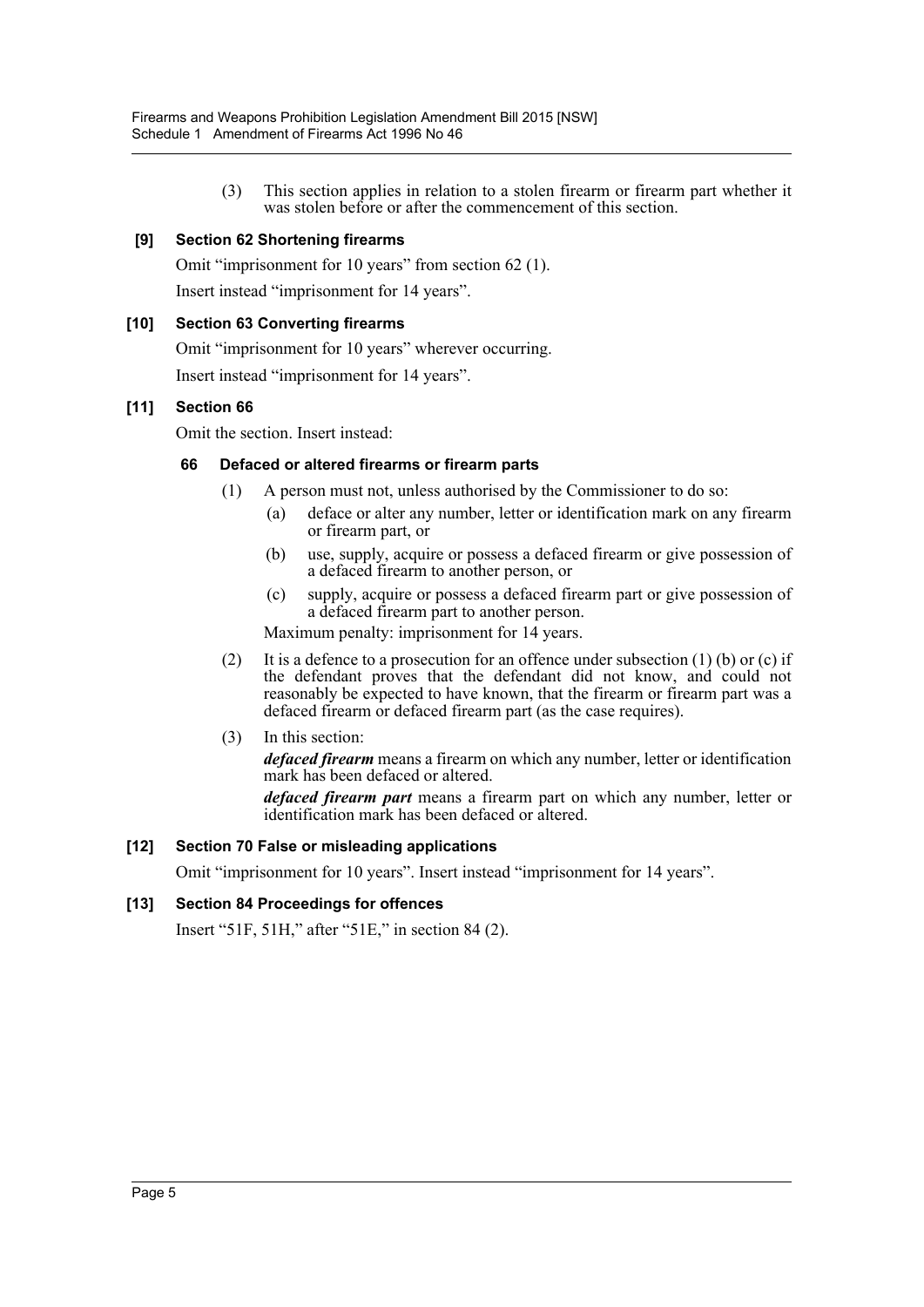(3) This section applies in relation to a stolen firearm or firearm part whether it was stolen before or after the commencement of this section.

### [9] Section 62 Shortening firearms

Omit "imprisonment for 10 years" from section 62 (1).

Insert instead "imprisonment for 14 years".

### [10] Section 63 Converting firearms

Omit "imprisonment for 10 years" wherever occurring.

Insert instead "imprisonment for 14 years".

### [11] Section 66

Omit the section. Insert instead:

#### 66 Defaced or altered firearms or firearm parts

(1) A person must not, unless authorised by the Commissioner to do so:

- (a) deface or alter any number, letter or identification mark on any firearm or firearm part, or
- (b) use, supply, acquire or possess a defaced firearm or give possession of a defaced firearm to another person, or
- (c) supply, acquire or possess a defaced firearm part or give possession of a defaced firearm part to another person.

Maximum penalty: imprisonment for 14 years.

(2) It is a defence to a prosecution for an offence under subsection (1) (b) or (c) if the defendant proves that the defendant did not know, and could not reasonably be expected to have known, that the firearm or firearm part was a defaced firearm or defaced firearm part (as the case requires).

(3) In this section:

***defaced firearm*** means a firearm on which any number, letter or identification mark has been defaced or altered.

***defaced firearm part*** means a firearm part on which any number, letter or identification mark has been defaced or altered.

### [12] Section 70 False or misleading applications

Omit "imprisonment for 10 years". Insert instead "imprisonment for 14 years".

### [13] Section 84 Proceedings for offences

Insert "51F, 51H," after "51E," in section 84 (2).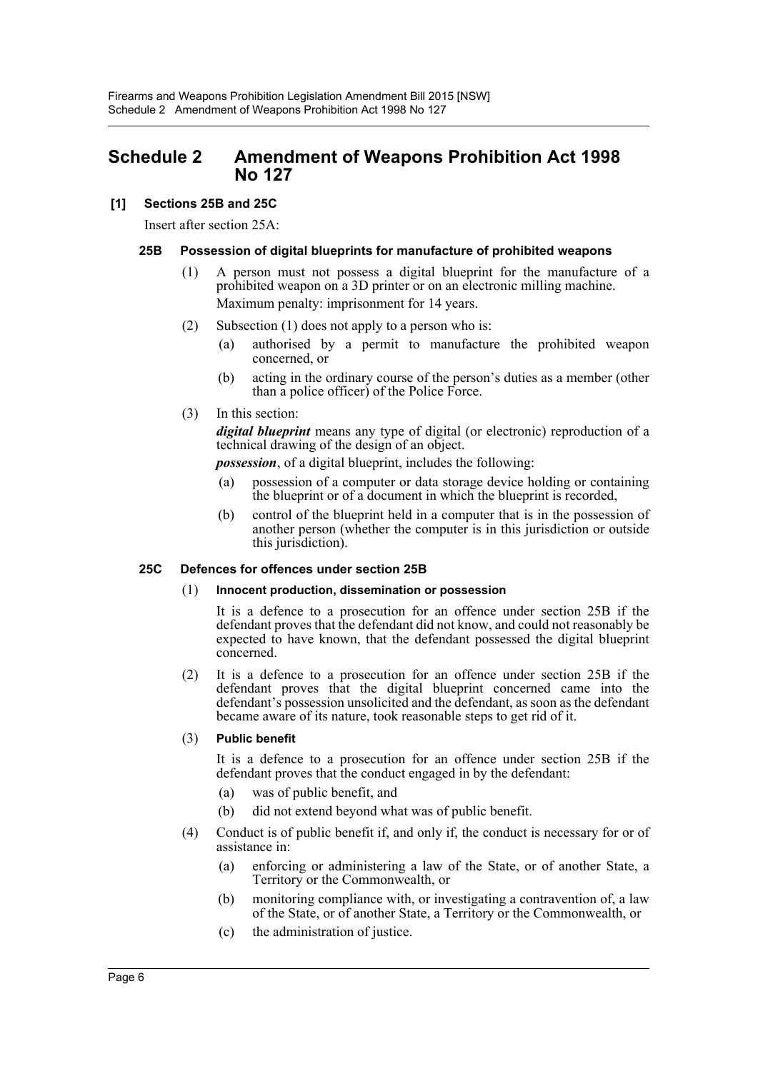# Schedule 2 Amendment of Weapons Prohibition Act 1998 No 127

### [1] Sections 25B and 25C

Insert after section 25A:

#### 25B Possession of digital blueprints for manufacture of prohibited weapons

(1) A person must not possess a digital blueprint for the manufacture of a prohibited weapon on a 3D printer or on an electronic milling machine.

Maximum penalty: imprisonment for 14 years.

(2) Subsection (1) does not apply to a person who is:

- (a) authorised by a permit to manufacture the prohibited weapon concerned, or
- (b) acting in the ordinary course of the person's duties as a member (other than a police officer) of the Police Force.

(3) In this section:

***digital blueprint*** means any type of digital (or electronic) reproduction of a technical drawing of the design of an object.

***possession***, of a digital blueprint, includes the following:

- (a) possession of a computer or data storage device holding or containing the blueprint or of a document in which the blueprint is recorded,
- (b) control of the blueprint held in a computer that is in the possession of another person (whether the computer is in this jurisdiction or outside this jurisdiction).

#### 25C Defences for offences under section 25B

(1) **Innocent production, dissemination or possession**

It is a defence to a prosecution for an offence under section 25B if the defendant proves that the defendant did not know, and could not reasonably be expected to have known, that the defendant possessed the digital blueprint concerned.

(2) It is a defence to a prosecution for an offence under section 25B if the defendant proves that the digital blueprint concerned came into the defendant's possession unsolicited and the defendant, as soon as the defendant became aware of its nature, took reasonable steps to get rid of it.

(3) **Public benefit**

It is a defence to a prosecution for an offence under section 25B if the defendant proves that the conduct engaged in by the defendant:

- (a) was of public benefit, and
- (b) did not extend beyond what was of public benefit.

(4) Conduct is of public benefit if, and only if, the conduct is necessary for or of assistance in:

- (a) enforcing or administering a law of the State, or of another State, a Territory or the Commonwealth, or
- (b) monitoring compliance with, or investigating a contravention of, a law of the State, or of another State, a Territory or the Commonwealth, or
- (c) the administration of justice.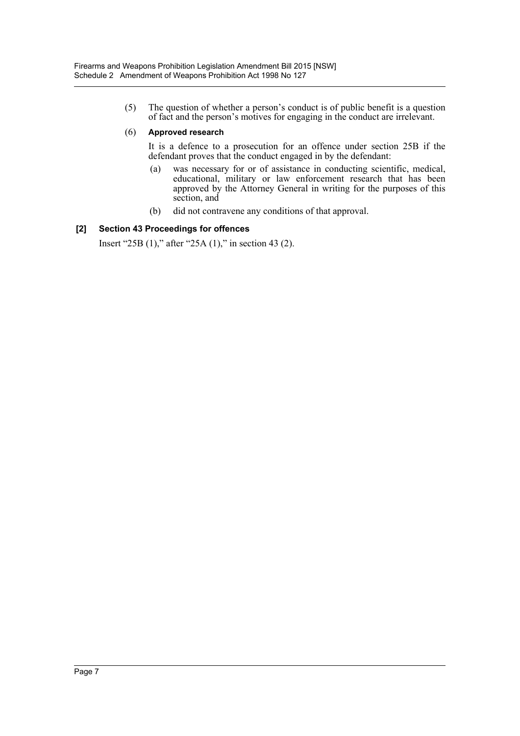(5) The question of whether a person's conduct is of public benefit is a question of fact and the person's motives for engaging in the conduct are irrelevant.

(6) **Approved research**

It is a defence to a prosecution for an offence under section 25B if the defendant proves that the conduct engaged in by the defendant:

(a) was necessary for or of assistance in conducting scientific, medical, educational, military or law enforcement research that has been approved by the Attorney General in writing for the purposes of this section, and

(b) did not contravene any conditions of that approval.

**[2] Section 43 Proceedings for offences**

Insert "25B (1)," after "25A (1)," in section 43 (2).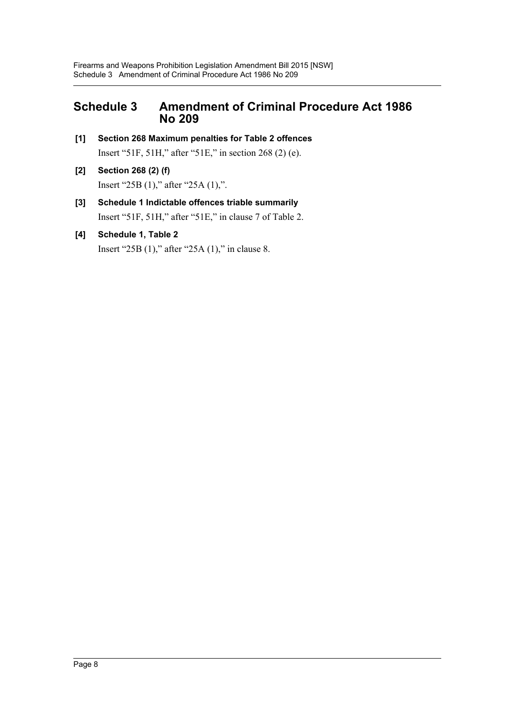# Schedule 3 Amendment of Criminal Procedure Act 1986 No 209

**[1] Section 268 Maximum penalties for Table 2 offences**

Insert "51F, 51H," after "51E," in section 268 (2) (e).

**[2] Section 268 (2) (f)**

Insert "25B (1)," after "25A (1),".

**[3] Schedule 1 Indictable offences triable summarily**

Insert "51F, 51H," after "51E," in clause 7 of Table 2.

**[4] Schedule 1, Table 2**

Insert "25B (1)," after "25A (1)," in clause 8.